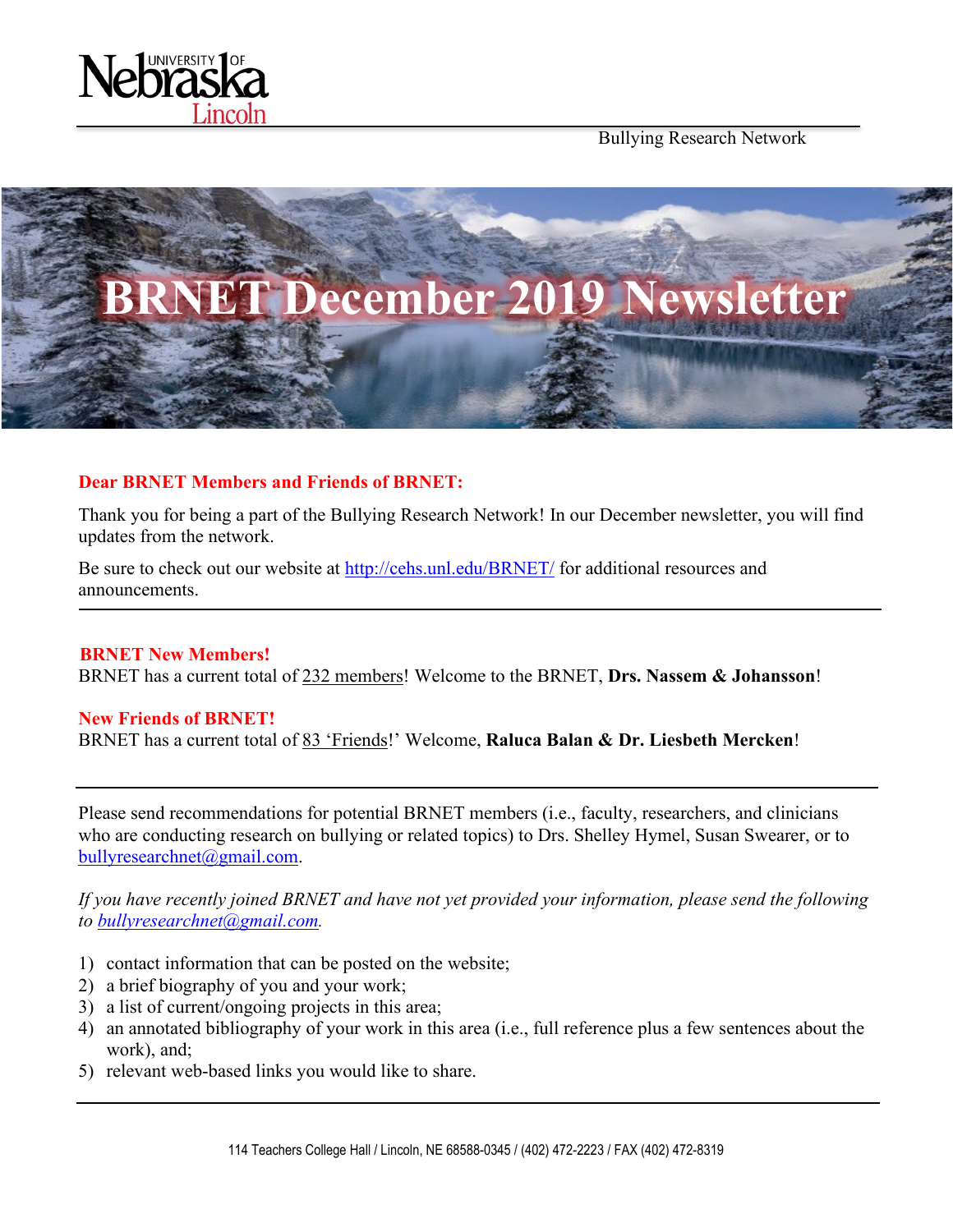Bullying Research Network

# BRNET December 2019 Newsletter

**Dear BRNET Members and Friends of BRNET:**

Thank you for being a part of the Bullying Research Network! In our December newsletter, you will find updates from the network.

Be sure to check out our website at http://cehs.unl.edu/BRNET/ for additional resources and announcements.

---

**BRNET New Members!**

BRNET has a current total of 232 members! Welcome to the BRNET, **Drs. Nassem & Johansson**!

**New Friends of BRNET!**

BRNET has a current total of 83 'Friends!' Welcome, **Raluca Balan & Dr. Liesbeth Mercken**!

---

Please send recommendations for potential BRNET members (i.e., faculty, researchers, and clinicians who are conducting research on bullying or related topics) to Drs. Shelley Hymel, Susan Swearer, or to bullyresearchnet@gmail.com.

*If you have recently joined BRNET and have not yet provided your information, please send the following to bullyresearchnet@gmail.com.*

1) contact information that can be posted on the website;
2) a brief biography of you and your work;
3) a list of current/ongoing projects in this area;
4) an annotated bibliography of your work in this area (i.e., full reference plus a few sentences about the work), and;
5) relevant web-based links you would like to share.

---

114 Teachers College Hall / Lincoln, NE 68588-0345 / (402) 472-2223 / FAX (402) 472-8319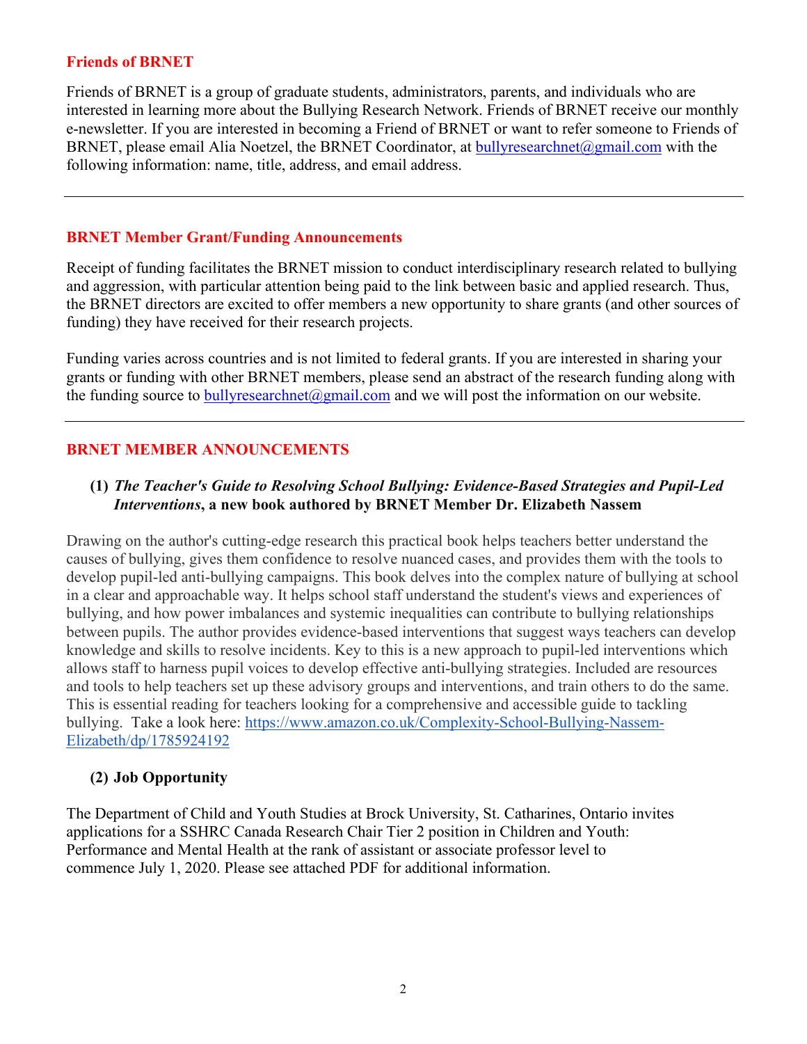## Friends of BRNET

Friends of BRNET is a group of graduate students, administrators, parents, and individuals who are interested in learning more about the Bullying Research Network. Friends of BRNET receive our monthly e-newsletter. If you are interested in becoming a Friend of BRNET or want to refer someone to Friends of BRNET, please email Alia Noetzel, the BRNET Coordinator, at bullyresearchnet@gmail.com with the following information: name, title, address, and email address.

---

## BRNET Member Grant/Funding Announcements

Receipt of funding facilitates the BRNET mission to conduct interdisciplinary research related to bullying and aggression, with particular attention being paid to the link between basic and applied research. Thus, the BRNET directors are excited to offer members a new opportunity to share grants (and other sources of funding) they have received for their research projects.

Funding varies across countries and is not limited to federal grants. If you are interested in sharing your grants or funding with other BRNET members, please send an abstract of the research funding along with the funding source to bullyresearchnet@gmail.com and we will post the information on our website.

---

## BRNET MEMBER ANNOUNCEMENTS

### (1) *The Teacher's Guide to Resolving School Bullying: Evidence-Based Strategies and Pupil-Led Interventions*, a new book authored by BRNET Member Dr. Elizabeth Nassem

Drawing on the author's cutting-edge research this practical book helps teachers better understand the causes of bullying, gives them confidence to resolve nuanced cases, and provides them with the tools to develop pupil-led anti-bullying campaigns. This book delves into the complex nature of bullying at school in a clear and approachable way. It helps school staff understand the student's views and experiences of bullying, and how power imbalances and systemic inequalities can contribute to bullying relationships between pupils. The author provides evidence-based interventions that suggest ways teachers can develop knowledge and skills to resolve incidents. Key to this is a new approach to pupil-led interventions which allows staff to harness pupil voices to develop effective anti-bullying strategies. Included are resources and tools to help teachers set up these advisory groups and interventions, and train others to do the same. This is essential reading for teachers looking for a comprehensive and accessible guide to tackling bullying. Take a look here: https://www.amazon.co.uk/Complexity-School-Bullying-Nassem-Elizabeth/dp/1785924192

### (2) Job Opportunity

The Department of Child and Youth Studies at Brock University, St. Catharines, Ontario invites applications for a SSHRC Canada Research Chair Tier 2 position in Children and Youth: Performance and Mental Health at the rank of assistant or associate professor level to commence July 1, 2020. Please see attached PDF for additional information.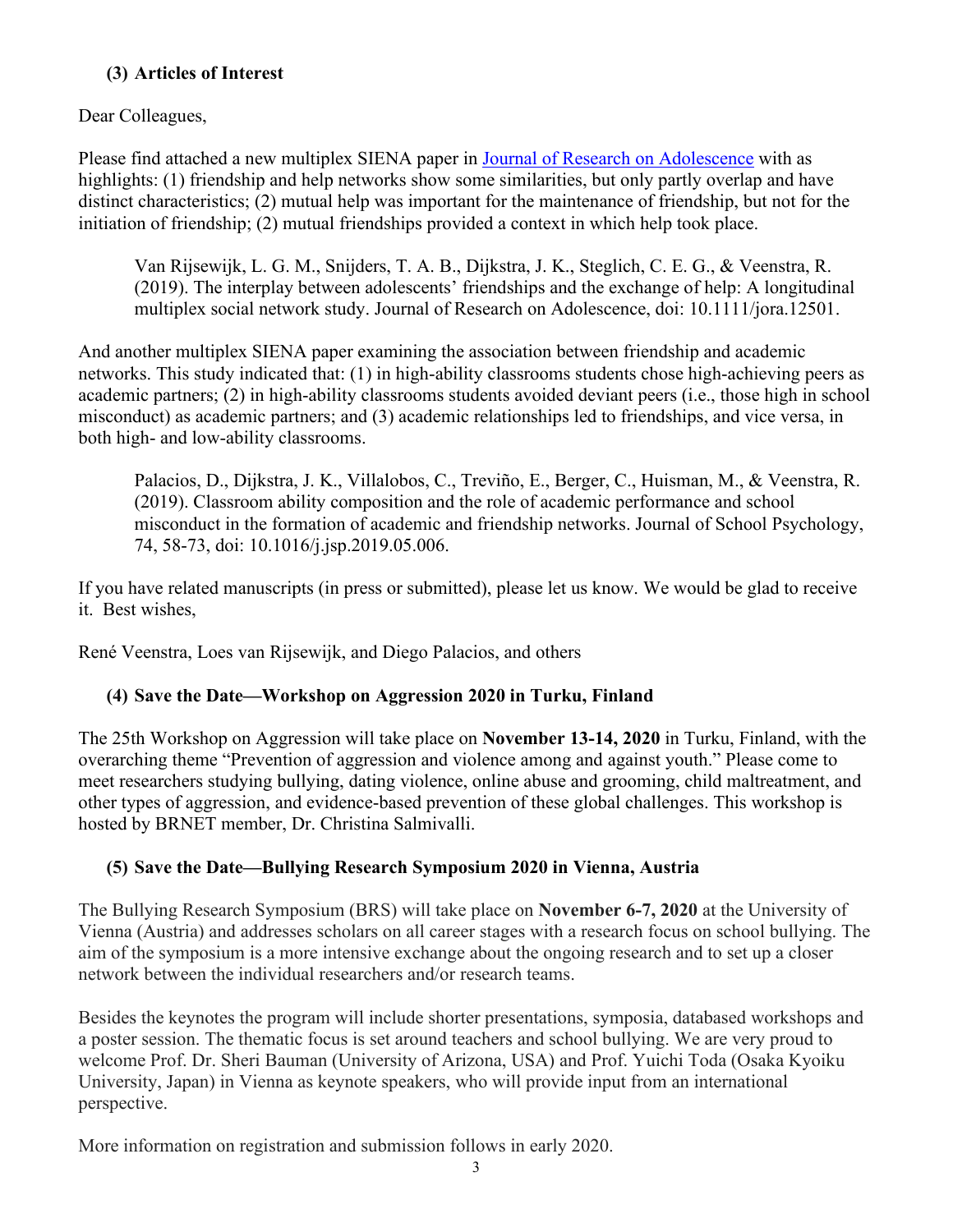### (3) Articles of Interest

Dear Colleagues,

Please find attached a new multiplex SIENA paper in [Journal of Research on Adolescence]() with as highlights: (1) friendship and help networks show some similarities, but only partly overlap and have distinct characteristics; (2) mutual help was important for the maintenance of friendship, but not for the initiation of friendship; (2) mutual friendships provided a context in which help took place.

> Van Rijsewijk, L. G. M., Snijders, T. A. B., Dijkstra, J. K., Steglich, C. E. G., & Veenstra, R. (2019). The interplay between adolescents' friendships and the exchange of help: A longitudinal multiplex social network study. Journal of Research on Adolescence, doi: 10.1111/jora.12501.

And another multiplex SIENA paper examining the association between friendship and academic networks. This study indicated that: (1) in high-ability classrooms students chose high-achieving peers as academic partners; (2) in high-ability classrooms students avoided deviant peers (i.e., those high in school misconduct) as academic partners; and (3) academic relationships led to friendships, and vice versa, in both high- and low-ability classrooms.

> Palacios, D., Dijkstra, J. K., Villalobos, C., Treviño, E., Berger, C., Huisman, M., & Veenstra, R. (2019). Classroom ability composition and the role of academic performance and school misconduct in the formation of academic and friendship networks. Journal of School Psychology, 74, 58-73, doi: 10.1016/j.jsp.2019.05.006.

If you have related manuscripts (in press or submitted), please let us know. We would be glad to receive it. Best wishes,

René Veenstra, Loes van Rijsewijk, and Diego Palacios, and others

### (4) Save the Date—Workshop on Aggression 2020 in Turku, Finland

The 25th Workshop on Aggression will take place on **November 13-14, 2020** in Turku, Finland, with the overarching theme "Prevention of aggression and violence among and against youth." Please come to meet researchers studying bullying, dating violence, online abuse and grooming, child maltreatment, and other types of aggression, and evidence-based prevention of these global challenges. This workshop is hosted by BRNET member, Dr. Christina Salmivalli.

### (5) Save the Date—Bullying Research Symposium 2020 in Vienna, Austria

The Bullying Research Symposium (BRS) will take place on **November 6-7, 2020** at the University of Vienna (Austria) and addresses scholars on all career stages with a research focus on school bullying. The aim of the symposium is a more intensive exchange about the ongoing research and to set up a closer network between the individual researchers and/or research teams.

Besides the keynotes the program will include shorter presentations, symposia, databased workshops and a poster session. The thematic focus is set around teachers and school bullying. We are very proud to welcome Prof. Dr. Sheri Bauman (University of Arizona, USA) and Prof. Yuichi Toda (Osaka Kyoiku University, Japan) in Vienna as keynote speakers, who will provide input from an international perspective.

More information on registration and submission follows in early 2020.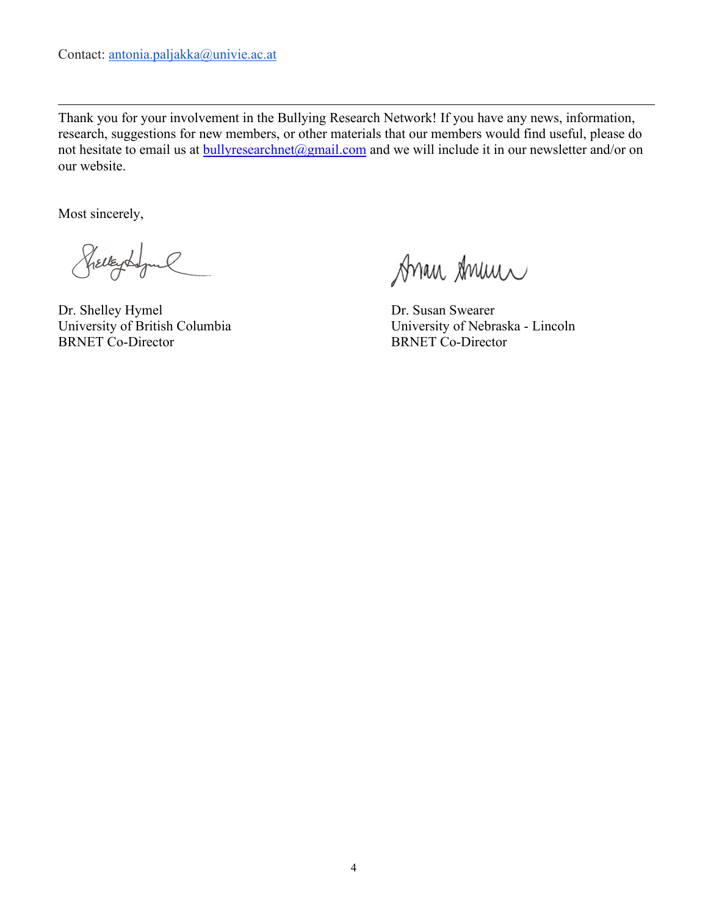Contact: antonia.paljakka@univie.ac.at

---

Thank you for your involvement in the Bullying Research Network! If you have any news, information, research, suggestions for new members, or other materials that our members would find useful, please do not hesitate to email us at bullyresearchnet@gmail.com and we will include it in our newsletter and/or on our website.

Most sincerely,

Dr. Shelley Hymel
University of British Columbia
BRNET Co-Director

Dr. Susan Swearer
University of Nebraska - Lincoln
BRNET Co-Director